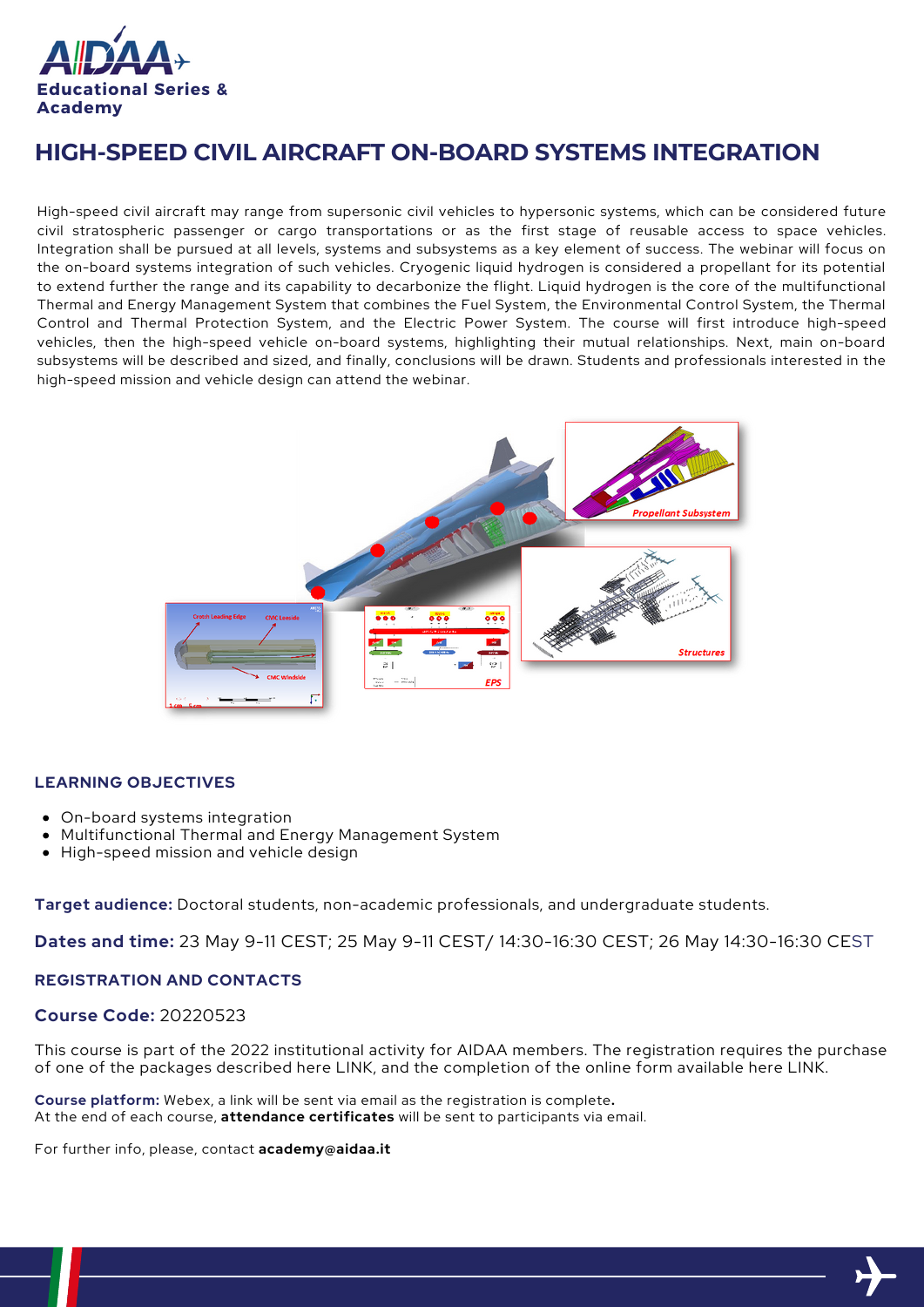AIDAA
**Educational Series & Academy**

# HIGH-SPEED CIVIL AIRCRAFT ON-BOARD SYSTEMS INTEGRATION

High-speed civil aircraft may range from supersonic civil vehicles to hypersonic systems, which can be considered future civil stratospheric passenger or cargo transportations or as the first stage of reusable access to space vehicles. Integration shall be pursued at all levels, systems and subsystems as a key element of success. The webinar will focus on the on-board systems integration of such vehicles. Cryogenic liquid hydrogen is considered a propellant for its potential to extend further the range and its capability to decarbonize the flight. Liquid hydrogen is the core of the multifunctional Thermal and Energy Management System that combines the Fuel System, the Environmental Control System, the Thermal Control and Thermal Protection System, and the Electric Power System. The course will first introduce high-speed vehicles, then the high-speed vehicle on-board systems, highlighting their mutual relationships. Next, main on-board subsystems will be described and sized, and finally, conclusions will be drawn. Students and professionals interested in the high-speed mission and vehicle design can attend the webinar.

### LEARNING OBJECTIVES

- On-board systems integration
- Multifunctional Thermal and Energy Management System
- High-speed mission and vehicle design

**Target audience:** Doctoral students, non-academic professionals, and undergraduate students.

**Dates and time:** 23 May 9-11 CEST; 25 May 9-11 CEST/ 14:30-16:30 CEST; 26 May 14:30-16:30 CEST

### REGISTRATION AND CONTACTS

**Course Code:** 20220523

This course is part of the 2022 institutional activity for AIDAA members. The registration requires the purchase of one of the packages described here LINK, and the completion of the online form available here LINK.

**Course platform:** Webex, a link will be sent via email as the registration is complete**.**
At the end of each course, **attendance certificates** will be sent to participants via email.

For further info, please, contact **academy@aidaa.it**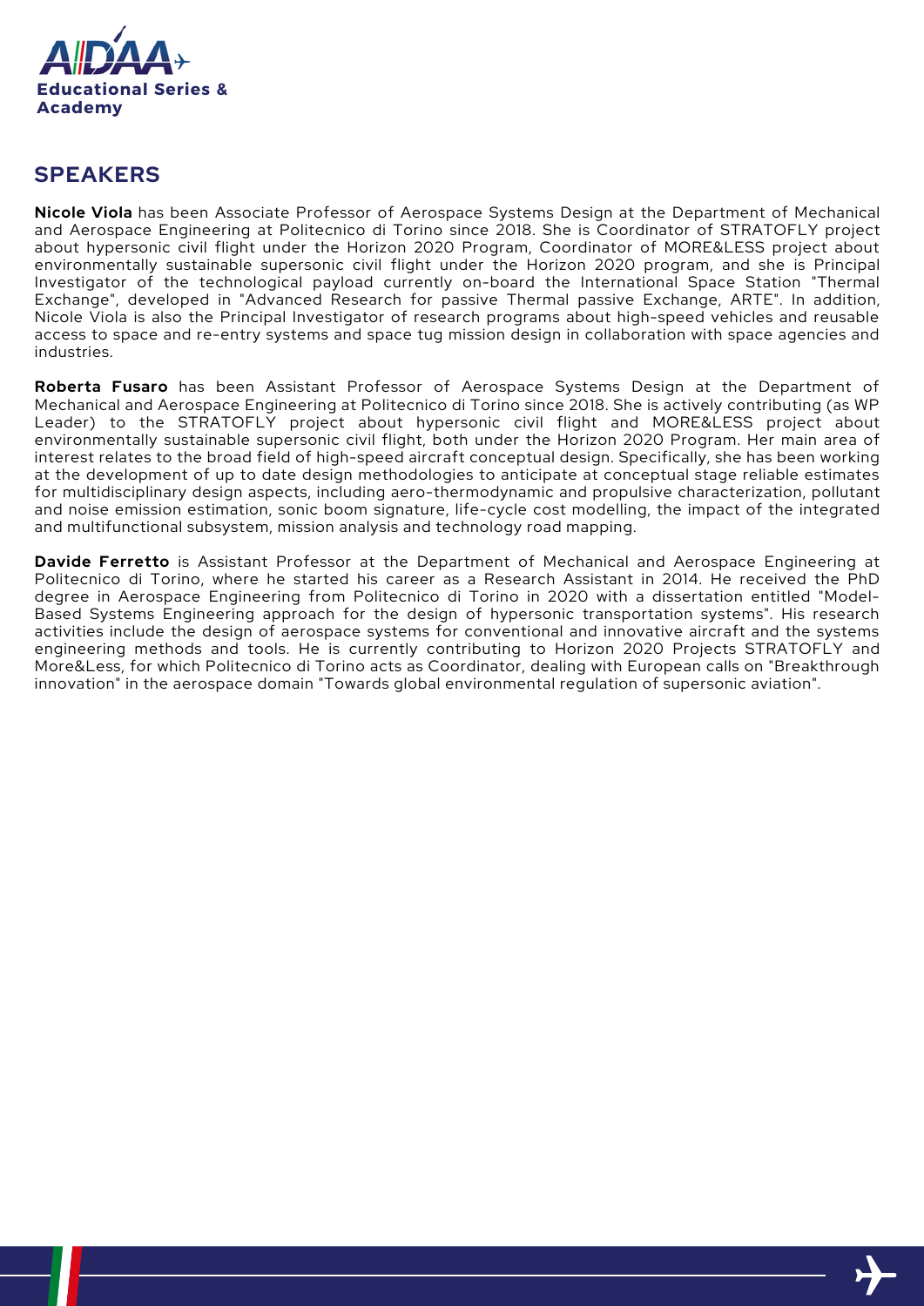## SPEAKERS

**Nicole Viola** has been Associate Professor of Aerospace Systems Design at the Department of Mechanical and Aerospace Engineering at Politecnico di Torino since 2018. She is Coordinator of STRATOFLY project about hypersonic civil flight under the Horizon 2020 Program, Coordinator of MORE&LESS project about environmentally sustainable supersonic civil flight under the Horizon 2020 program, and she is Principal Investigator of the technological payload currently on-board the International Space Station "Thermal Exchange", developed in "Advanced Research for passive Thermal passive Exchange, ARTE". In addition, Nicole Viola is also the Principal Investigator of research programs about high-speed vehicles and reusable access to space and re-entry systems and space tug mission design in collaboration with space agencies and industries.

**Roberta Fusaro** has been Assistant Professor of Aerospace Systems Design at the Department of Mechanical and Aerospace Engineering at Politecnico di Torino since 2018. She is actively contributing (as WP Leader) to the STRATOFLY project about hypersonic civil flight and MORE&LESS project about environmentally sustainable supersonic civil flight, both under the Horizon 2020 Program. Her main area of interest relates to the broad field of high-speed aircraft conceptual design. Specifically, she has been working at the development of up to date design methodologies to anticipate at conceptual stage reliable estimates for multidisciplinary design aspects, including aero-thermodynamic and propulsive characterization, pollutant and noise emission estimation, sonic boom signature, life-cycle cost modelling, the impact of the integrated and multifunctional subsystem, mission analysis and technology road mapping.

**Davide Ferretto** is Assistant Professor at the Department of Mechanical and Aerospace Engineering at Politecnico di Torino, where he started his career as a Research Assistant in 2014. He received the PhD degree in Aerospace Engineering from Politecnico di Torino in 2020 with a dissertation entitled "Model-Based Systems Engineering approach for the design of hypersonic transportation systems". His research activities include the design of aerospace systems for conventional and innovative aircraft and the systems engineering methods and tools. He is currently contributing to Horizon 2020 Projects STRATOFLY and More&Less, for which Politecnico di Torino acts as Coordinator, dealing with European calls on "Breakthrough innovation" in the aerospace domain "Towards global environmental regulation of supersonic aviation".